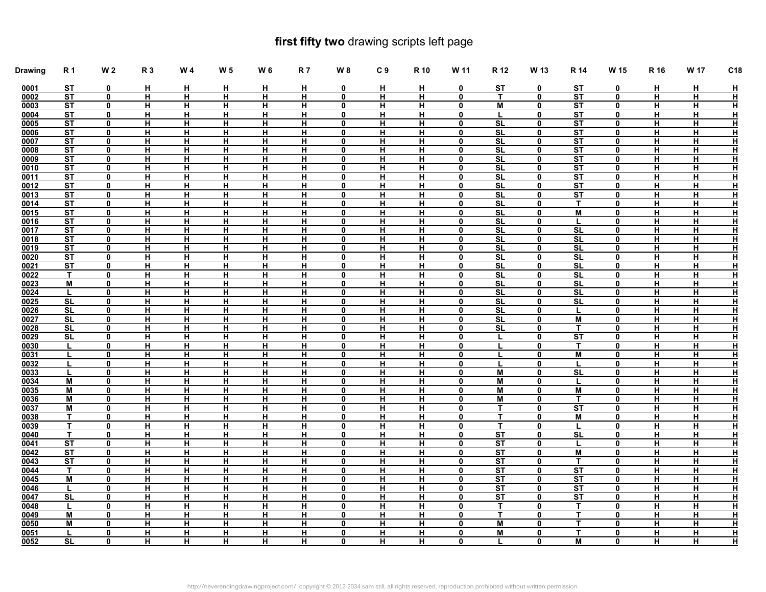# **first fifty two** drawing scripts left page

| Drawing | R 1 | W 2 | R 3 | W 4 | W 5 | W 6 | R 7 | W 8 | C 9 | R 10 | W 11 | R 12 | W 13 | R 14 | W 15 | R 16 | W 17 | C18 |
|---|---|---|---|---|---|---|---|---|---|---|---|---|---|---|---|---|---|---|
| 0001 | ST | 0 | H | H | H | H | H | 0 | H | H | 0 | ST | 0 | ST | 0 | H | H | H |
| 0002 | ST | 0 | H | H | H | H | H | 0 | H | H | 0 | T | 0 | ST | 0 | H | H | H |
| 0003 | ST | 0 | H | H | H | H | H | 0 | H | H | 0 | M | 0 | ST | 0 | H | H | H |
| 0004 | ST | 0 | H | H | H | H | H | 0 | H | H | 0 | L | 0 | ST | 0 | H | H | H |
| 0005 | ST | 0 | H | H | H | H | H | 0 | H | H | 0 | SL | 0 | ST | 0 | H | H | H |
| 0006 | ST | 0 | H | H | H | H | H | 0 | H | H | 0 | SL | 0 | ST | 0 | H | H | H |
| 0007 | ST | 0 | H | H | H | H | H | 0 | H | H | 0 | SL | 0 | ST | 0 | H | H | H |
| 0008 | ST | 0 | H | H | H | H | H | 0 | H | H | 0 | SL | 0 | ST | 0 | H | H | H |
| 0009 | ST | 0 | H | H | H | H | H | 0 | H | H | 0 | SL | 0 | ST | 0 | H | H | H |
| 0010 | ST | 0 | H | H | H | H | H | 0 | H | H | 0 | SL | 0 | ST | 0 | H | H | H |
| 0011 | ST | 0 | H | H | H | H | H | 0 | H | H | 0 | SL | 0 | ST | 0 | H | H | H |
| 0012 | ST | 0 | H | H | H | H | H | 0 | H | H | 0 | SL | 0 | ST | 0 | H | H | H |
| 0013 | ST | 0 | H | H | H | H | H | 0 | H | H | 0 | SL | 0 | ST | 0 | H | H | H |
| 0014 | ST | 0 | H | H | H | H | H | 0 | H | H | 0 | SL | 0 | T | 0 | H | H | H |
| 0015 | ST | 0 | H | H | H | H | H | 0 | H | H | 0 | SL | 0 | M | 0 | H | H | H |
| 0016 | ST | 0 | H | H | H | H | H | 0 | H | H | 0 | SL | 0 | L | 0 | H | H | H |
| 0017 | ST | 0 | H | H | H | H | H | 0 | H | H | 0 | SL | 0 | SL | 0 | H | H | H |
| 0018 | ST | 0 | H | H | H | H | H | 0 | H | H | 0 | SL | 0 | SL | 0 | H | H | H |
| 0019 | ST | 0 | H | H | H | H | H | 0 | H | H | 0 | SL | 0 | SL | 0 | H | H | H |
| 0020 | ST | 0 | H | H | H | H | H | 0 | H | H | 0 | SL | 0 | SL | 0 | H | H | H |
| 0021 | ST | 0 | H | H | H | H | H | 0 | H | H | 0 | SL | 0 | SL | 0 | H | H | H |
| 0022 | T | 0 | H | H | H | H | H | 0 | H | H | 0 | SL | 0 | SL | 0 | H | H | H |
| 0023 | M | 0 | H | H | H | H | H | 0 | H | H | 0 | SL | 0 | SL | 0 | H | H | H |
| 0024 | L | 0 | H | H | H | H | H | 0 | H | H | 0 | SL | 0 | SL | 0 | H | H | H |
| 0025 | SL | 0 | H | H | H | H | H | 0 | H | H | 0 | SL | 0 | SL | 0 | H | H | H |
| 0026 | SL | 0 | H | H | H | H | H | 0 | H | H | 0 | SL | 0 | L | 0 | H | H | H |
| 0027 | SL | 0 | H | H | H | H | H | 0 | H | H | 0 | SL | 0 | M | 0 | H | H | H |
| 0028 | SL | 0 | H | H | H | H | H | 0 | H | H | 0 | SL | 0 | T | 0 | H | H | H |
| 0029 | SL | 0 | H | H | H | H | H | 0 | H | H | 0 | L | 0 | ST | 0 | H | H | H |
| 0030 | L | 0 | H | H | H | H | H | 0 | H | H | 0 | L | 0 | T | 0 | H | H | H |
| 0031 | L | 0 | H | H | H | H | H | 0 | H | H | 0 | L | 0 | M | 0 | H | H | H |
| 0032 | L | 0 | H | H | H | H | H | 0 | H | H | 0 | L | 0 | L | 0 | H | H | H |
| 0033 | L | 0 | H | H | H | H | H | 0 | H | H | 0 | M | 0 | SL | 0 | H | H | H |
| 0034 | M | 0 | H | H | H | H | H | 0 | H | H | 0 | M | 0 | L | 0 | H | H | H |
| 0035 | M | 0 | H | H | H | H | H | 0 | H | H | 0 | M | 0 | M | 0 | H | H | H |
| 0036 | M | 0 | H | H | H | H | H | 0 | H | H | 0 | M | 0 | T | 0 | H | H | H |
| 0037 | M | 0 | H | H | H | H | H | 0 | H | H | 0 | T | 0 | ST | 0 | H | H | H |
| 0038 | T | 0 | H | H | H | H | H | 0 | H | H | 0 | T | 0 | M | 0 | H | H | H |
| 0039 | T | 0 | H | H | H | H | H | 0 | H | H | 0 | T | 0 | L | 0 | H | H | H |
| 0040 | T | 0 | H | H | H | H | H | 0 | H | H | 0 | ST | 0 | SL | 0 | H | H | H |
| 0041 | ST | 0 | H | H | H | H | H | 0 | H | H | 0 | ST | 0 | L | 0 | H | H | H |
| 0042 | ST | 0 | H | H | H | H | H | 0 | H | H | 0 | ST | 0 | M | 0 | H | H | H |
| 0043 | ST | 0 | H | H | H | H | H | 0 | H | H | 0 | ST | 0 | T | 0 | H | H | H |
| 0044 | T | 0 | H | H | H | H | H | 0 | H | H | 0 | ST | 0 | ST | 0 | H | H | H |
| 0045 | M | 0 | H | H | H | H | H | 0 | H | H | 0 | ST | 0 | ST | 0 | H | H | H |
| 0046 | L | 0 | H | H | H | H | H | 0 | H | H | 0 | ST | 0 | ST | 0 | H | H | H |
| 0047 | SL | 0 | H | H | H | H | H | 0 | H | H | 0 | ST | 0 | ST | 0 | H | H | H |
| 0048 | L | 0 | H | H | H | H | H | 0 | H | H | 0 | T | 0 | T | 0 | H | H | H |
| 0049 | M | 0 | H | H | H | H | H | 0 | H | H | 0 | T | 0 | T | 0 | H | H | H |
| 0050 | M | 0 | H | H | H | H | H | 0 | H | H | 0 | M | 0 | T | 0 | H | H | H |
| 0051 | L | 0 | H | H | H | H | H | 0 | H | H | 0 | M | 0 | T | 0 | H | H | H |
| 0052 | SL | 0 | H | H | H | H | H | 0 | H | H | 0 | L | 0 | M | 0 | H | H | H |

http://neverendingdrawingproject.com/ copyright © 2012-2034 sam still, all rights reserved, reproduction prohibited without written permission.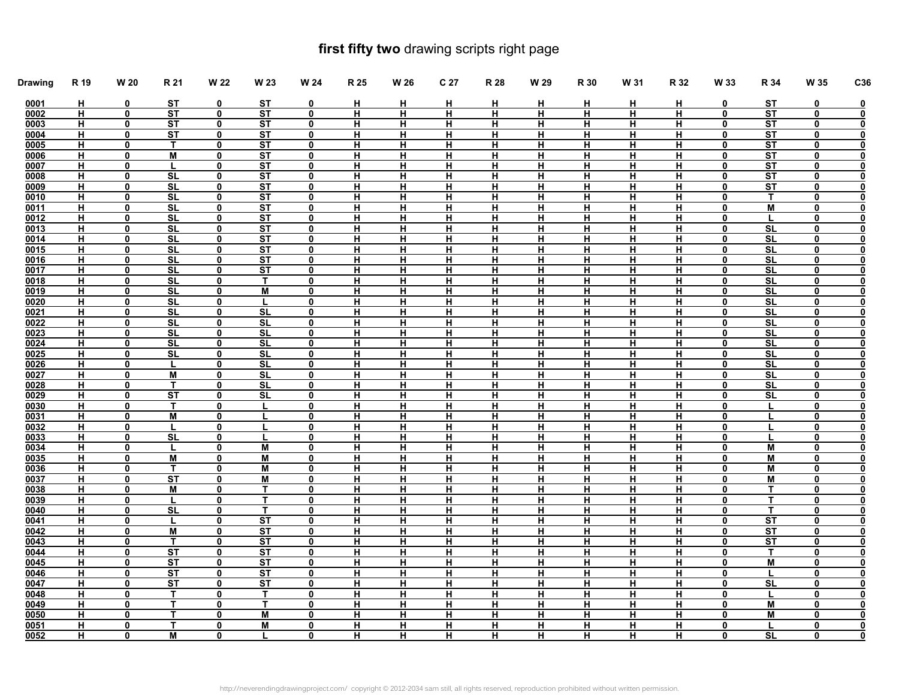# **first fifty two** drawing scripts right page

| Drawing | R 19 | W 20 | R 21 | W 22 | W 23 | W 24 | R 25 | W 26 | C 27 | R 28 | W 29 | R 30 | W 31 | R 32 | W 33 | R 34 | W 35 | C36 |
|---|---|---|---|---|---|---|---|---|---|---|---|---|---|---|---|---|---|---|
| 0001 | H | 0 | ST | 0 | ST | 0 | H | H | H | H | H | H | H | H | 0 | ST | 0 | 0 |
| 0002 | H | 0 | ST | 0 | ST | 0 | H | H | H | H | H | H | H | H | 0 | ST | 0 | 0 |
| 0003 | H | 0 | ST | 0 | ST | 0 | H | H | H | H | H | H | H | H | 0 | ST | 0 | 0 |
| 0004 | H | 0 | ST | 0 | ST | 0 | H | H | H | H | H | H | H | H | 0 | ST | 0 | 0 |
| 0005 | H | 0 | T | 0 | ST | 0 | H | H | H | H | H | H | H | H | 0 | ST | 0 | 0 |
| 0006 | H | 0 | M | 0 | ST | 0 | H | H | H | H | H | H | H | H | 0 | ST | 0 | 0 |
| 0007 | H | 0 | L | 0 | ST | 0 | H | H | H | H | H | H | H | H | 0 | ST | 0 | 0 |
| 0008 | H | 0 | SL | 0 | ST | 0 | H | H | H | H | H | H | H | H | 0 | ST | 0 | 0 |
| 0009 | H | 0 | SL | 0 | ST | 0 | H | H | H | H | H | H | H | H | 0 | ST | 0 | 0 |
| 0010 | H | 0 | SL | 0 | ST | 0 | H | H | H | H | H | H | H | H | 0 | T | 0 | 0 |
| 0011 | H | 0 | SL | 0 | ST | 0 | H | H | H | H | H | H | H | H | 0 | M | 0 | 0 |
| 0012 | H | 0 | SL | 0 | ST | 0 | H | H | H | H | H | H | H | H | 0 | L | 0 | 0 |
| 0013 | H | 0 | SL | 0 | ST | 0 | H | H | H | H | H | H | H | H | 0 | SL | 0 | 0 |
| 0014 | H | 0 | SL | 0 | ST | 0 | H | H | H | H | H | H | H | H | 0 | SL | 0 | 0 |
| 0015 | H | 0 | SL | 0 | ST | 0 | H | H | H | H | H | H | H | H | 0 | SL | 0 | 0 |
| 0016 | H | 0 | SL | 0 | ST | 0 | H | H | H | H | H | H | H | H | 0 | SL | 0 | 0 |
| 0017 | H | 0 | SL | 0 | ST | 0 | H | H | H | H | H | H | H | H | 0 | SL | 0 | 0 |
| 0018 | H | 0 | SL | 0 | T | 0 | H | H | H | H | H | H | H | H | 0 | SL | 0 | 0 |
| 0019 | H | 0 | SL | 0 | M | 0 | H | H | H | H | H | H | H | H | 0 | SL | 0 | 0 |
| 0020 | H | 0 | SL | 0 | L | 0 | H | H | H | H | H | H | H | H | 0 | SL | 0 | 0 |
| 0021 | H | 0 | SL | 0 | SL | 0 | H | H | H | H | H | H | H | H | 0 | SL | 0 | 0 |
| 0022 | H | 0 | SL | 0 | SL | 0 | H | H | H | H | H | H | H | H | 0 | SL | 0 | 0 |
| 0023 | H | 0 | SL | 0 | SL | 0 | H | H | H | H | H | H | H | H | 0 | SL | 0 | 0 |
| 0024 | H | 0 | SL | 0 | SL | 0 | H | H | H | H | H | H | H | H | 0 | SL | 0 | 0 |
| 0025 | H | 0 | SL | 0 | SL | 0 | H | H | H | H | H | H | H | H | 0 | SL | 0 | 0 |
| 0026 | H | 0 | L | 0 | SL | 0 | H | H | H | H | H | H | H | H | 0 | SL | 0 | 0 |
| 0027 | H | 0 | M | 0 | SL | 0 | H | H | H | H | H | H | H | H | 0 | SL | 0 | 0 |
| 0028 | H | 0 | T | 0 | SL | 0 | H | H | H | H | H | H | H | H | 0 | SL | 0 | 0 |
| 0029 | H | 0 | ST | 0 | SL | 0 | H | H | H | H | H | H | H | H | 0 | SL | 0 | 0 |
| 0030 | H | 0 | T | 0 | L | 0 | H | H | H | H | H | H | H | H | 0 | L | 0 | 0 |
| 0031 | H | 0 | M | 0 | L | 0 | H | H | H | H | H | H | H | H | 0 | L | 0 | 0 |
| 0032 | H | 0 | L | 0 | L | 0 | H | H | H | H | H | H | H | H | 0 | L | 0 | 0 |
| 0033 | H | 0 | SL | 0 | L | 0 | H | H | H | H | H | H | H | H | 0 | L | 0 | 0 |
| 0034 | H | 0 | L | 0 | M | 0 | H | H | H | H | H | H | H | H | 0 | M | 0 | 0 |
| 0035 | H | 0 | M | 0 | M | 0 | H | H | H | H | H | H | H | H | 0 | M | 0 | 0 |
| 0036 | H | 0 | T | 0 | M | 0 | H | H | H | H | H | H | H | H | 0 | M | 0 | 0 |
| 0037 | H | 0 | ST | 0 | M | 0 | H | H | H | H | H | H | H | H | 0 | M | 0 | 0 |
| 0038 | H | 0 | M | 0 | T | 0 | H | H | H | H | H | H | H | H | 0 | T | 0 | 0 |
| 0039 | H | 0 | L | 0 | T | 0 | H | H | H | H | H | H | H | H | 0 | T | 0 | 0 |
| 0040 | H | 0 | SL | 0 | T | 0 | H | H | H | H | H | H | H | H | 0 | T | 0 | 0 |
| 0041 | H | 0 | L | 0 | ST | 0 | H | H | H | H | H | H | H | H | 0 | ST | 0 | 0 |
| 0042 | H | 0 | M | 0 | ST | 0 | H | H | H | H | H | H | H | H | 0 | ST | 0 | 0 |
| 0043 | H | 0 | T | 0 | ST | 0 | H | H | H | H | H | H | H | H | 0 | ST | 0 | 0 |
| 0044 | H | 0 | ST | 0 | ST | 0 | H | H | H | H | H | H | H | H | 0 | T | 0 | 0 |
| 0045 | H | 0 | ST | 0 | ST | 0 | H | H | H | H | H | H | H | H | 0 | M | 0 | 0 |
| 0046 | H | 0 | ST | 0 | ST | 0 | H | H | H | H | H | H | H | H | 0 | L | 0 | 0 |
| 0047 | H | 0 | ST | 0 | ST | 0 | H | H | H | H | H | H | H | H | 0 | SL | 0 | 0 |
| 0048 | H | 0 | T | 0 | T | 0 | H | H | H | H | H | H | H | H | 0 | L | 0 | 0 |
| 0049 | H | 0 | T | 0 | T | 0 | H | H | H | H | H | H | H | H | 0 | M | 0 | 0 |
| 0050 | H | 0 | T | 0 | M | 0 | H | H | H | H | H | H | H | H | 0 | M | 0 | 0 |
| 0051 | H | 0 | T | 0 | M | 0 | H | H | H | H | H | H | H | H | 0 | L | 0 | 0 |
| 0052 | H | 0 | M | 0 | L | 0 | H | H | H | H | H | H | H | H | 0 | SL | 0 | 0 |

http://neverendingdrawingproject.com/ copyright © 2012-2034 sam still, all rights reserved, reproduction prohibited without written permission.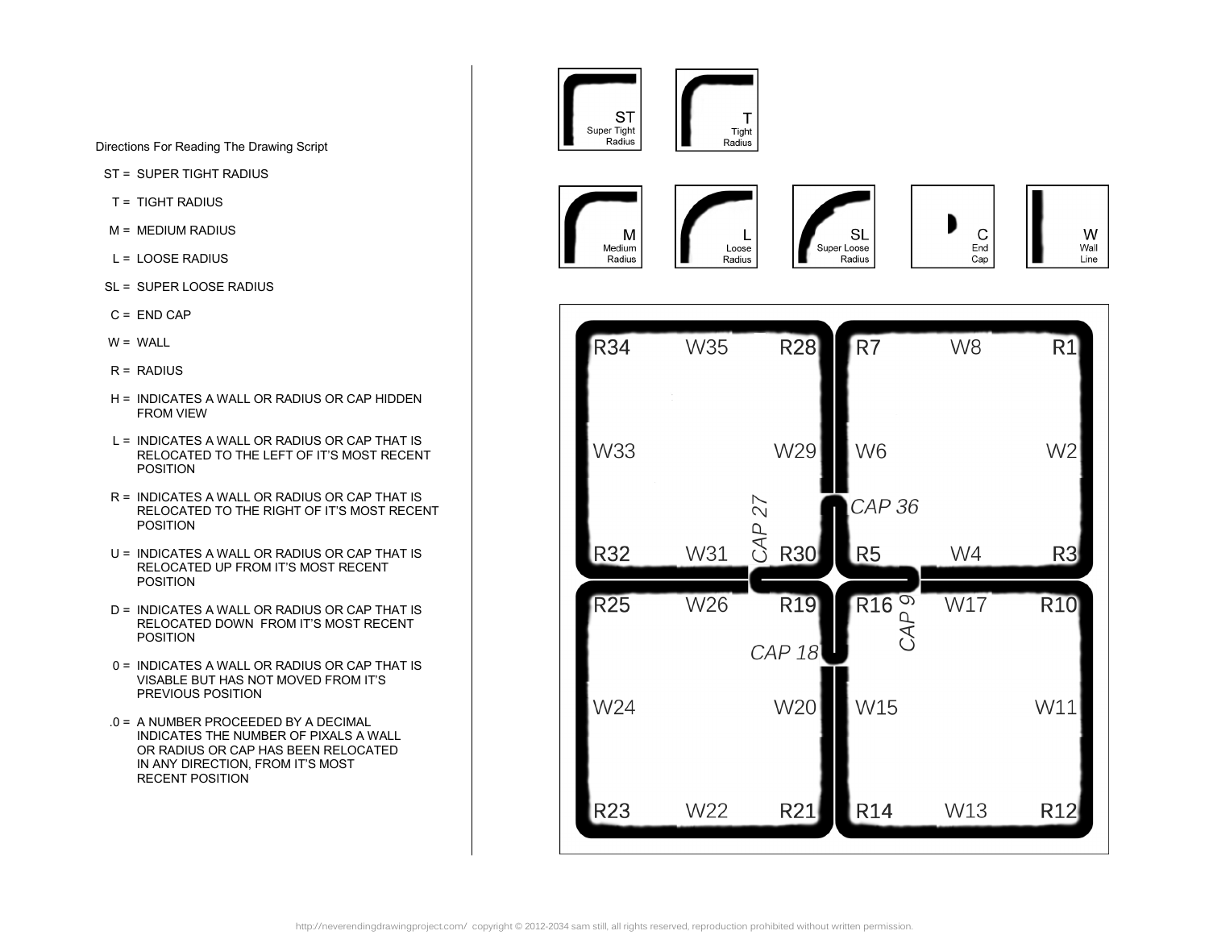Directions For Reading The Drawing Script

ST = SUPER TIGHT RADIUS

T = TIGHT RADIUS

M = MEDIUM RADIUS

L = LOOSE RADIUS

SL = SUPER LOOSE RADIUS

C = END CAP

W = WALL

R = RADIUS

H = INDICATES A WALL OR RADIUS OR CAP HIDDEN FROM VIEW

L = INDICATES A WALL OR RADIUS OR CAP THAT IS RELOCATED TO THE LEFT OF IT'S MOST RECENT POSITION

R = INDICATES A WALL OR RADIUS OR CAP THAT IS RELOCATED TO THE RIGHT OF IT'S MOST RECENT POSITION

U = INDICATES A WALL OR RADIUS OR CAP THAT IS RELOCATED UP FROM IT'S MOST RECENT POSITION

D = INDICATES A WALL OR RADIUS OR CAP THAT IS RELOCATED DOWN FROM IT'S MOST RECENT POSITION

0 = INDICATES A WALL OR RADIUS OR CAP THAT IS VISABLE BUT HAS NOT MOVED FROM IT'S PREVIOUS POSITION

.0 = A NUMBER PROCEEDED BY A DECIMAL INDICATES THE NUMBER OF PIXALS A WALL OR RADIUS OR CAP HAS BEEN RELOCATED IN ANY DIRECTION, FROM IT'S MOST RECENT POSITION

ST
Super Tight
Radius

T
Tight
Radius

M
Medium
Radius

L
Loose
Radius

SL
Super Loose
Radius

C
End
Cap

W
Wall
Line

R34 W35 R28 R7 W8 R1

W33 W29 W6 W2

CAP 27 CAP 36

R32 W31 R30 R5 W4 R3

R25 W26 R19 R16 W17 R10

CAP 18 CAP 9

W24 W20 W15 W11

R23 W22 R21 R14 W13 R12

http://neverendingdrawingproject.com/ copyright © 2012-2034 sam still, all rights reserved, reproduction prohibited without written permission.